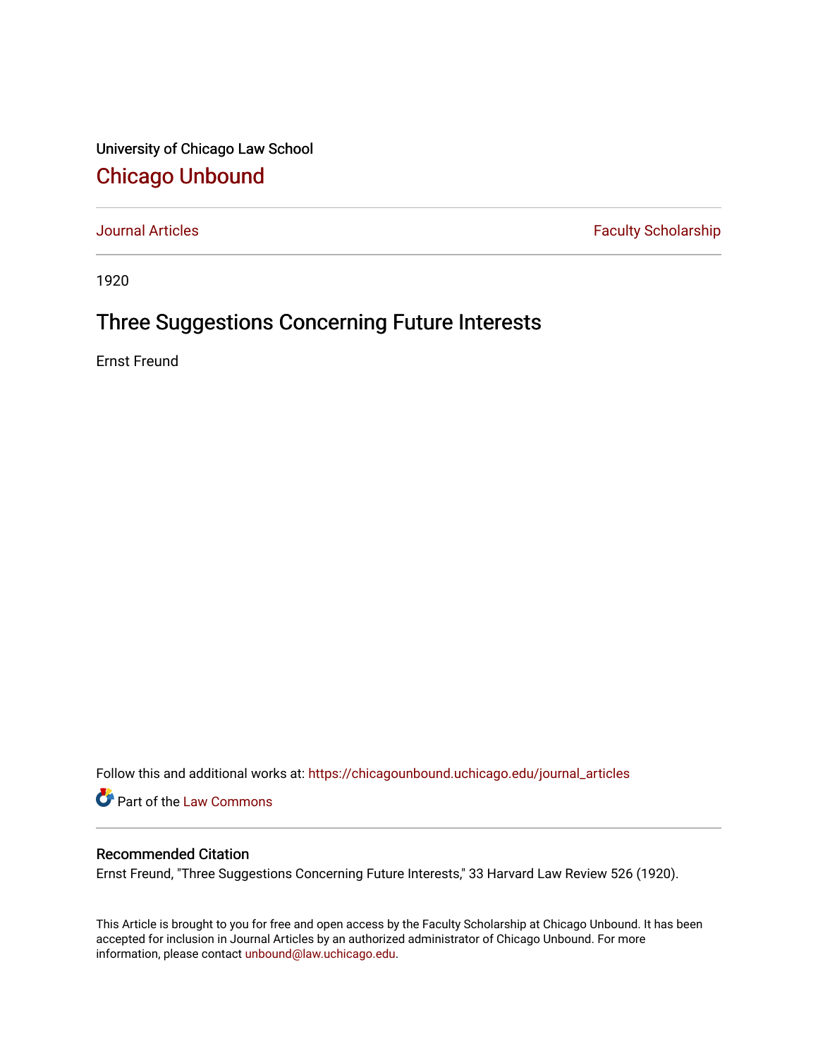University of Chicago Law School

## Chicago Unbound

Journal Articles | Faculty Scholarship

1920

# Three Suggestions Concerning Future Interests

Ernst Freund

Follow this and additional works at: https://chicagounbound.uchicago.edu/journal_articles

Part of the Law Commons

### Recommended Citation

Ernst Freund, "Three Suggestions Concerning Future Interests," 33 Harvard Law Review 526 (1920).

This Article is brought to you for free and open access by the Faculty Scholarship at Chicago Unbound. It has been accepted for inclusion in Journal Articles by an authorized administrator of Chicago Unbound. For more information, please contact unbound@law.uchicago.edu.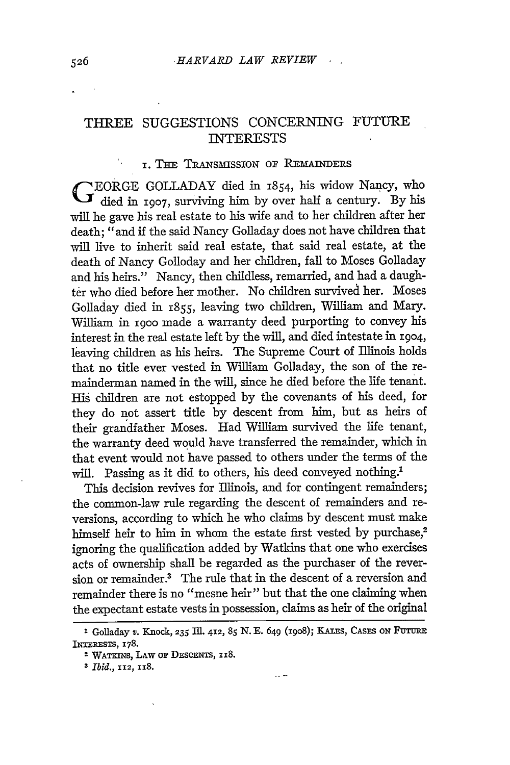# THREE SUGGESTIONS CONCERNING FUTURE INTERESTS

## 1. The Transmission of Remainders

GEORGE GOLLADAY died in 1854, his widow Nancy, who died in 1907, surviving him by over half a century. By his will he gave his real estate to his wife and to her children after her death; "and if the said Nancy Golladay does not have children that will live to inherit said real estate, that said real estate, at the death of Nancy Golloday and her children, fall to Moses Golladay and his heirs." Nancy, then childless, remarried, and had a daughter who died before her mother. No children survived her. Moses Golladay died in 1855, leaving two children, William and Mary. William in 1900 made a warranty deed purporting to convey his interest in the real estate left by the will, and died intestate in 1904, leaving children as his heirs. The Supreme Court of Illinois holds that no title ever vested in William Golladay, the son of the remainderman named in the will, since he died before the life tenant. His children are not estopped by the covenants of his deed, for they do not assert title by descent from him, but as heirs of their grandfather Moses. Had William survived the life tenant, the warranty deed would have transferred the remainder, which in that event would not have passed to others under the terms of the will. Passing as it did to others, his deed conveyed nothing.[1]

This decision revives for Illinois, and for contingent remainders, the common-law rule regarding the descent of remainders and reversions, according to which he who claims by descent must make himself heir to him in whom the estate first vested by purchase,[2] ignoring the qualification added by Watkins that one who exercises acts of ownership shall be regarded as the purchaser of the reversion or remainder.[3] The rule that in the descent of a reversion and remainder there is no "mesne heir" but that the one claiming when the expectant estate vests in possession, claims as heir of the original

---

[1] Golladay *v.* Knock, 235 Ill. 412, 85 N. E. 649 (1908); KALES, CASES ON FUTURE INTERESTS, 178.

[2] WATKINS, LAW OF DESCENTS, 118.

[3] *Ibid.*, 112, 118.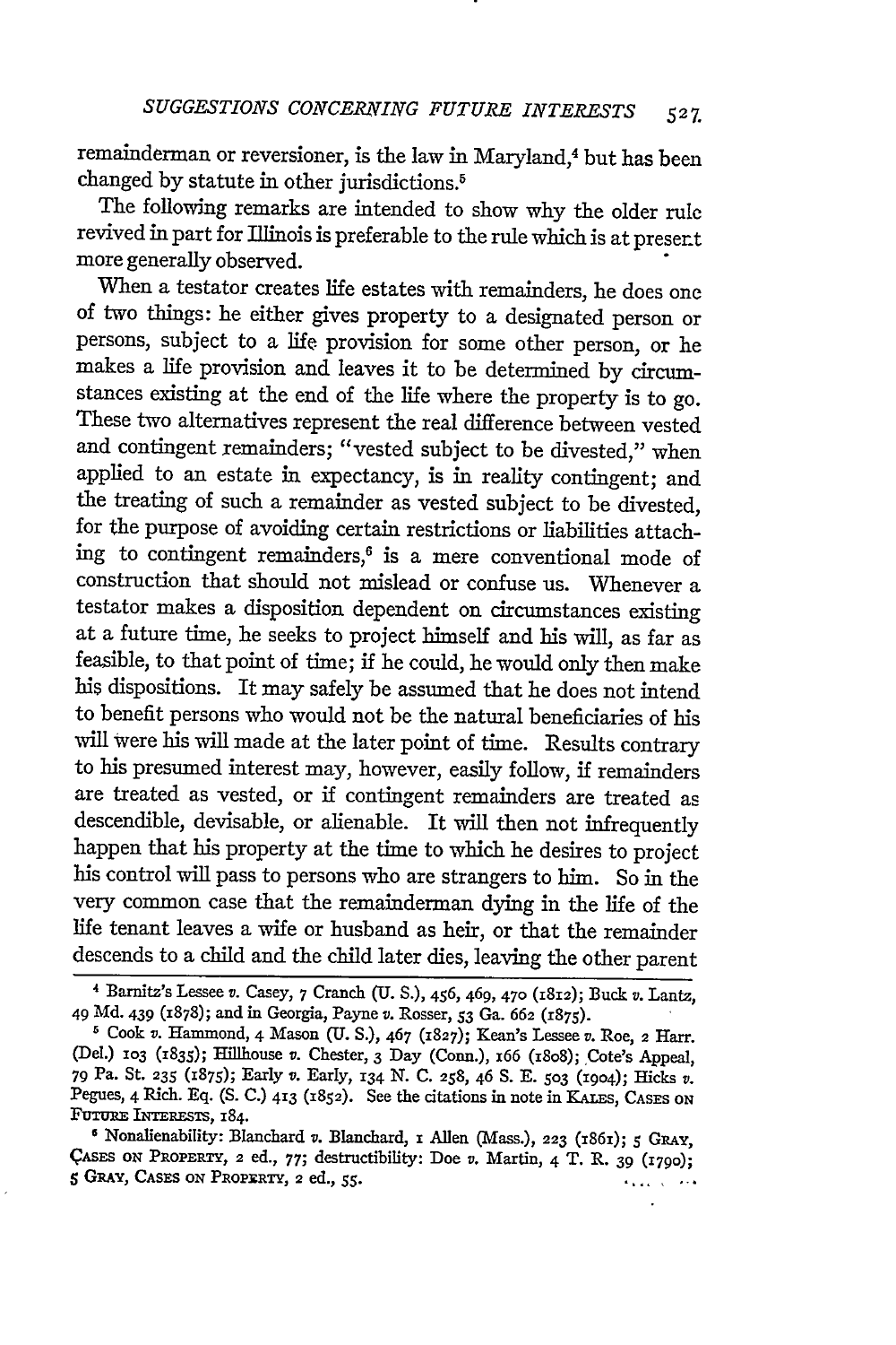remainderman or reversioner, is the law in Maryland,[4] but has been changed by statute in other jurisdictions.[5]

The following remarks are intended to show why the older rule revived in part for Illinois is preferable to the rule which is at present more generally observed.

When a testator creates life estates with remainders, he does one of two things: he either gives property to a designated person or persons, subject to a life provision for some other person, or he makes a life provision and leaves it to be determined by circumstances existing at the end of the life where the property is to go. These two alternatives represent the real difference between vested and contingent remainders; "vested subject to be divested," when applied to an estate in expectancy, is in reality contingent; and the treating of such a remainder as vested subject to be divested, for the purpose of avoiding certain restrictions or liabilities attaching to contingent remainders,[6] is a mere conventional mode of construction that should not mislead or confuse us. Whenever a testator makes a disposition dependent on circumstances existing at a future time, he seeks to project himself and his will, as far as feasible, to that point of time; if he could, he would only then make his dispositions. It may safely be assumed that he does not intend to benefit persons who would not be the natural beneficiaries of his will were his will made at the later point of time. Results contrary to his presumed interest may, however, easily follow, if remainders are treated as vested, or if contingent remainders are treated as descendible, devisable, or alienable. It will then not infrequently happen that his property at the time to which he desires to project his control will pass to persons who are strangers to him. So in the very common case that the remainderman dying in the life of the life tenant leaves a wife or husband as heir, or that the remainder descends to a child and the child later dies, leaving the other parent

---

[4] Barnitz's Lessee *v.* Casey, 7 Cranch (U. S.), 456, 469, 470 (1812); Buck *v.* Lantz, 49 Md. 439 (1878); and in Georgia, Payne *v.* Rosser, 53 Ga. 662 (1875).

[5] Cook *v.* Hammond, 4 Mason (U. S.), 467 (1827); Kean's Lessee *v.* Roe, 2 Harr. (Del.) 103 (1835); Hillhouse *v.* Chester, 3 Day (Conn.), 166 (1808); Cote's Appeal, 79 Pa. St. 235 (1875); Early *v.* Early, 134 N. C. 258, 46 S. E. 503 (1904); Hicks *v.* Pegues, 4 Rich. Eq. (S. C.) 413 (1852). See the citations in note in KALES, CASES ON FUTURE INTERESTS, 184.

[6] Nonalienability: Blanchard *v.* Blanchard, 1 Allen (Mass.), 223 (1861); 5 GRAY, CASES ON PROPERTY, 2 ed., 77; destructibility: Doe *v.* Martin, 4 T. R. 39 (1790); 5 GRAY, CASES ON PROPERTY, 2 ed., 55.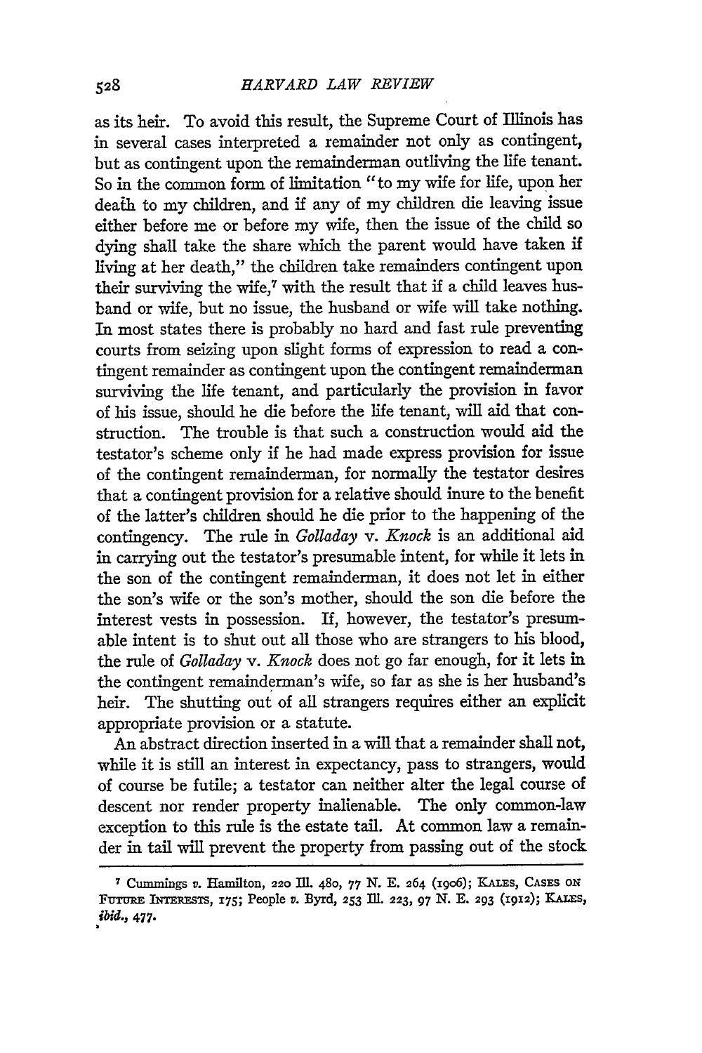as its heir. To avoid this result, the Supreme Court of Illinois has in several cases interpreted a remainder not only as contingent, but as contingent upon the remainderman outliving the life tenant. So in the common form of limitation "to my wife for life, upon her death to my children, and if any of my children die leaving issue either before me or before my wife, then the issue of the child so dying shall take the share which the parent would have taken if living at her death," the children take remainders contingent upon their surviving the wife,[7] with the result that if a child leaves husband or wife, but no issue, the husband or wife will take nothing. In most states there is probably no hard and fast rule preventing courts from seizing upon slight forms of expression to read a contingent remainder as contingent upon the contingent remainderman surviving the life tenant, and particularly the provision in favor of his issue, should he die before the life tenant, will aid that construction. The trouble is that such a construction would aid the testator's scheme only if he had made express provision for issue of the contingent remainderman, for normally the testator desires that a contingent provision for a relative should inure to the benefit of the latter's children should he die prior to the happening of the contingency. The rule in *Golladay* v. *Knock* is an additional aid in carrying out the testator's presumable intent, for while it lets in the son of the contingent remainderman, it does not let in either the son's wife or the son's mother, should the son die before the interest vests in possession. If, however, the testator's presumable intent is to shut out all those who are strangers to his blood, the rule of *Golladay* v. *Knock* does not go far enough, for it lets in the contingent remainderman's wife, so far as she is her husband's heir. The shutting out of all strangers requires either an explicit appropriate provision or a statute.

An abstract direction inserted in a will that a remainder shall not, while it is still an interest in expectancy, pass to strangers, would of course be futile; a testator can neither alter the legal course of descent nor render property inalienable. The only common-law exception to this rule is the estate tail. At common law a remainder in tail will prevent the property from passing out of the stock

[7] Cummings *v.* Hamilton, 220 Ill. 480, 77 N. E. 264 (1906); KALES, CASES ON FUTURE INTERESTS, 175; People *v.* Byrd, 253 Ill. 223, 97 N. E. 293 (1912); KALES, *ibid.*, 477.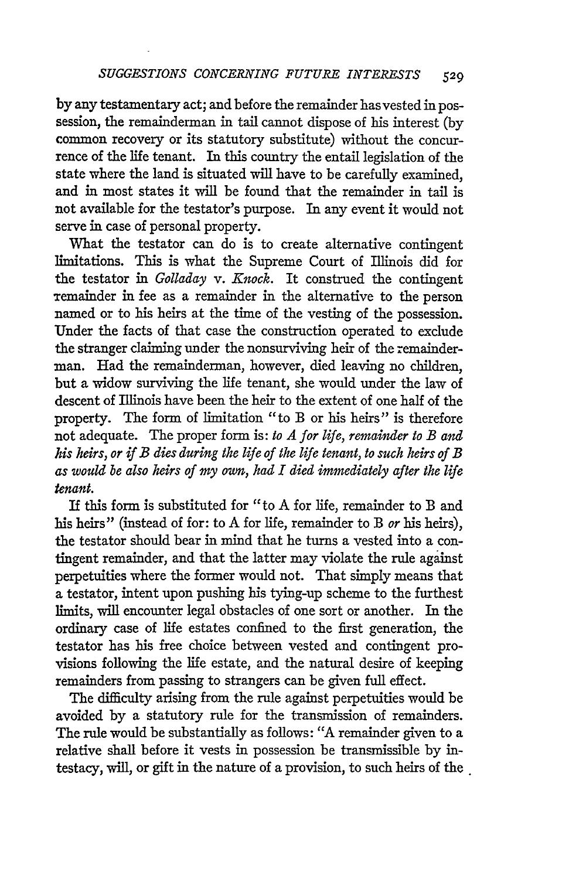by any testamentary act; and before the remainder has vested in possession, the remainderman in tail cannot dispose of his interest (by common recovery or its statutory substitute) without the concurrence of the life tenant. In this country the entail legislation of the state where the land is situated will have to be carefully examined, and in most states it will be found that the remainder in tail is not available for the testator's purpose. In any event it would not serve in case of personal property.

What the testator can do is to create alternative contingent limitations. This is what the Supreme Court of Illinois did for the testator in *Golladay* v. *Knock*. It construed the contingent remainder in fee as a remainder in the alternative to the person named or to his heirs at the time of the vesting of the possession. Under the facts of that case the construction operated to exclude the stranger claiming under the nonsurviving heir of the remainderman. Had the remainderman, however, died leaving no children, but a widow surviving the life tenant, she would under the law of descent of Illinois have been the heir to the extent of one half of the property. The form of limitation "to B or his heirs" is therefore not adequate. The proper form is: *to A for life, remainder to B and his heirs, or if B dies during the life of the life tenant, to such heirs of B as would be also heirs of my own, had I died immediately after the life tenant.*

If this form is substituted for "to A for life, remainder to B and his heirs" (instead of for: to A for life, remainder to B *or* his heirs), the testator should bear in mind that he turns a vested into a contingent remainder, and that the latter may violate the rule against perpetuities where the former would not. That simply means that a testator, intent upon pushing his tying-up scheme to the furthest limits, will encounter legal obstacles of one sort or another. In the ordinary case of life estates confined to the first generation, the testator has his free choice between vested and contingent provisions following the life estate, and the natural desire of keeping remainders from passing to strangers can be given full effect.

The difficulty arising from the rule against perpetuities would be avoided by a statutory rule for the transmission of remainders. The rule would be substantially as follows: "A remainder given to a relative shall before it vests in possession be transmissible by intestacy, will, or gift in the nature of a provision, to such heirs of the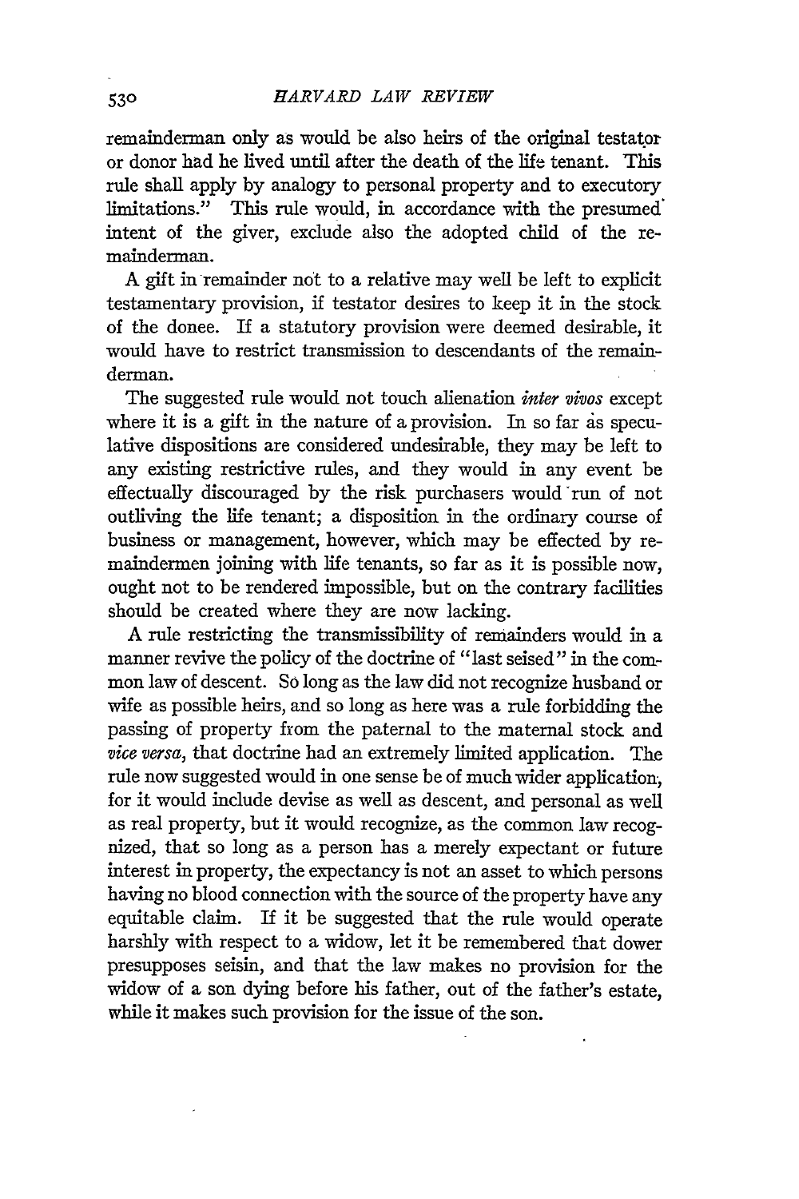remainderman only as would be also heirs of the original testator or donor had he lived until after the death of the life tenant. This rule shall apply by analogy to personal property and to executory limitations." This rule would, in accordance with the presumed intent of the giver, exclude also the adopted child of the remainderman.

A gift in remainder not to a relative may well be left to explicit testamentary provision, if testator desires to keep it in the stock of the donee. If a statutory provision were deemed desirable, it would have to restrict transmission to descendants of the remainderman.

The suggested rule would not touch alienation *inter vivos* except where it is a gift in the nature of a provision. In so far as speculative dispositions are considered undesirable, they may be left to any existing restrictive rules, and they would in any event be effectually discouraged by the risk purchasers would run of not outliving the life tenant; a disposition in the ordinary course of business or management, however, which may be effected by remaindermen joining with life tenants, so far as it is possible now, ought not to be rendered impossible, but on the contrary facilities should be created where they are now lacking.

A rule restricting the transmissibility of remainders would in a manner revive the policy of the doctrine of "last seised" in the common law of descent. So long as the law did not recognize husband or wife as possible heirs, and so long as here was a rule forbidding the passing of property from the paternal to the maternal stock and *vice versa*, that doctrine had an extremely limited application. The rule now suggested would in one sense be of much wider application, for it would include devise as well as descent, and personal as well as real property, but it would recognize, as the common law recognized, that so long as a person has a merely expectant or future interest in property, the expectancy is not an asset to which persons having no blood connection with the source of the property have any equitable claim. If it be suggested that the rule would operate harshly with respect to a widow, let it be remembered that dower presupposes seisin, and that the law makes no provision for the widow of a son dying before his father, out of the father's estate, while it makes such provision for the issue of the son.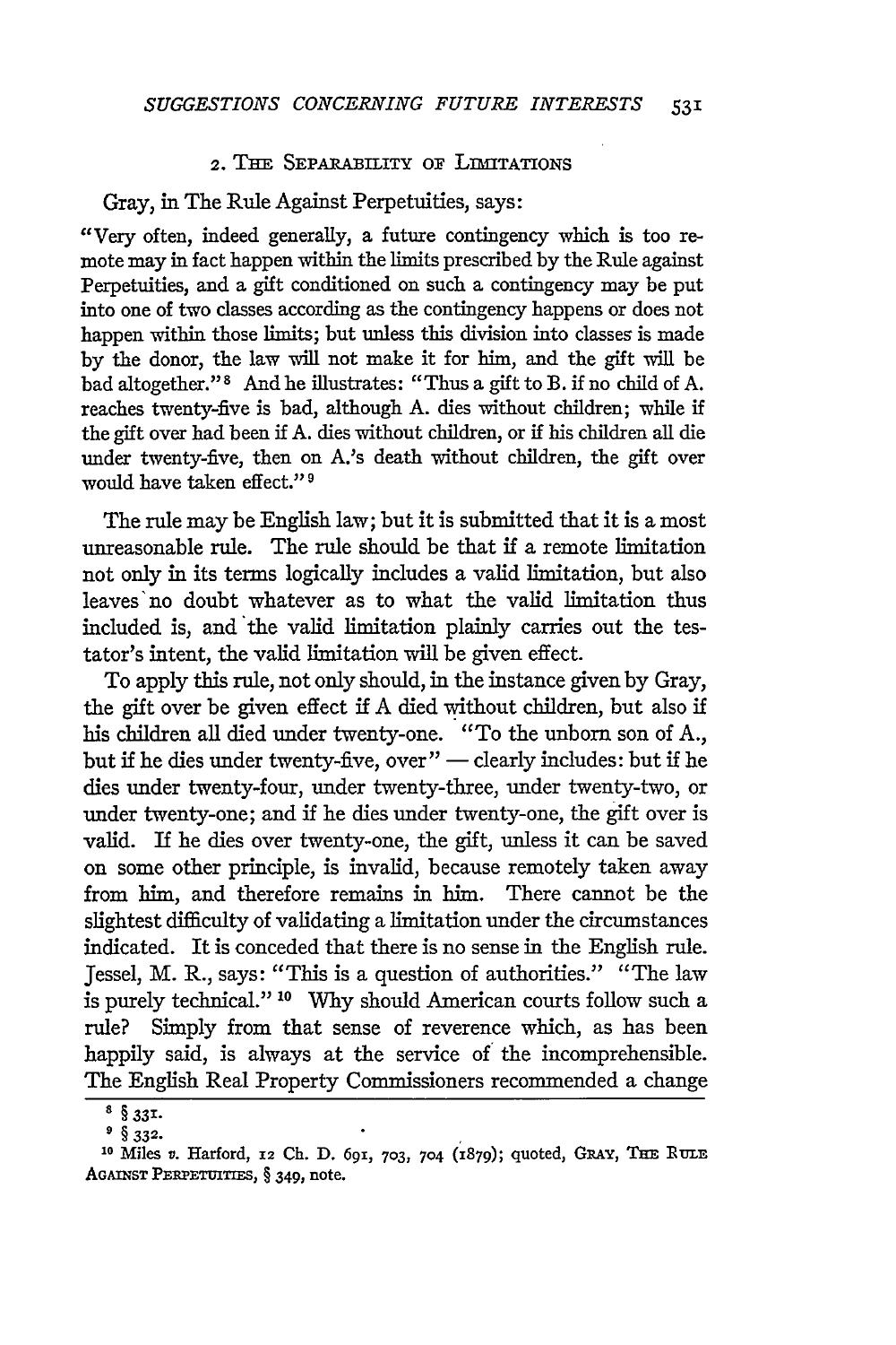## 2. The Separability of Limitations

Gray, in The Rule Against Perpetuities, says:

"Very often, indeed generally, a future contingency which is too remote may in fact happen within the limits prescribed by the Rule against Perpetuities, and a gift conditioned on such a contingency may be put into one of two classes according as the contingency happens or does not happen within those limits; but unless this division into classes is made by the donor, the law will not make it for him, and the gift will be bad altogether."[8] And he illustrates: "Thus a gift to B. if no child of A. reaches twenty-five is bad, although A. dies without children; while if the gift over had been if A. dies without children, or if his children all die under twenty-five, then on A.'s death without children, the gift over would have taken effect."[9]

The rule may be English law; but it is submitted that it is a most unreasonable rule. The rule should be that if a remote limitation not only in its terms logically includes a valid limitation, but also leaves no doubt whatever as to what the valid limitation thus included is, and the valid limitation plainly carries out the testator's intent, the valid limitation will be given effect.

To apply this rule, not only should, in the instance given by Gray, the gift over be given effect if A died without children, but also if his children all died under twenty-one. "To the unborn son of A., but if he dies under twenty-five, over" — clearly includes: but if he dies under twenty-four, under twenty-three, under twenty-two, or under twenty-one; and if he dies under twenty-one, the gift over is valid. If he dies over twenty-one, the gift, unless it can be saved on some other principle, is invalid, because remotely taken away from him, and therefore remains in him. There cannot be the slightest difficulty of validating a limitation under the circumstances indicated. It is conceded that there is no sense in the English rule. Jessel, M. R., says: "This is a question of authorities." "The law is purely technical."[10] Why should American courts follow such a rule? Simply from that sense of reverence which, as has been happily said, is always at the service of the incomprehensible. The English Real Property Commissioners recommended a change

---

[8] § 331.

[9] § 332.

[10] Miles v. Harford, 12 Ch. D. 691, 703, 704 (1879); quoted, Gray, The Rule Against Perpetuities, § 349, note.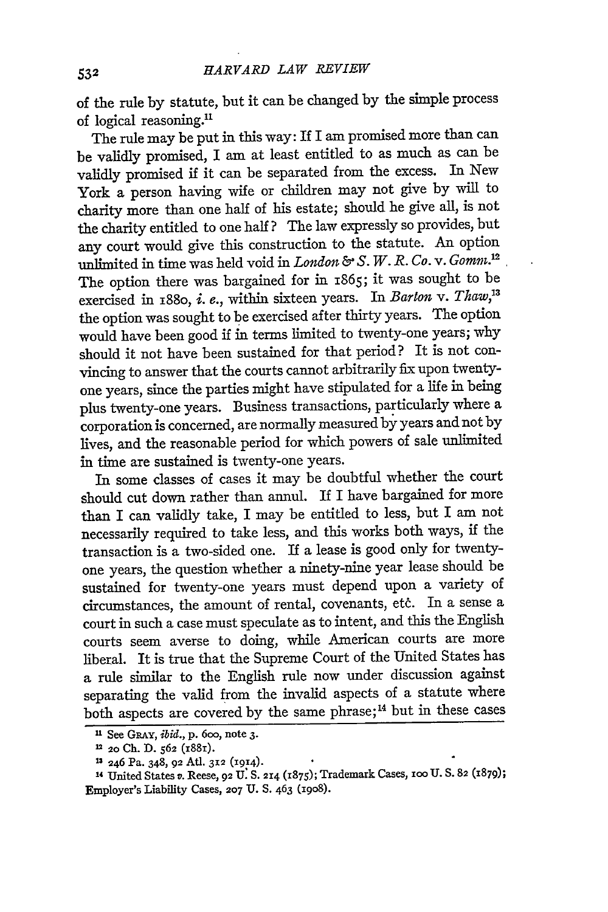of the rule by statute, but it can be changed by the simple process of logical reasoning.[11]

The rule may be put in this way: If I am promised more than can be validly promised, I am at least entitled to as much as can be validly promised if it can be separated from the excess. In New York a person having wife or children may not give by will to charity more than one half of his estate; should he give all, is not the charity entitled to one half? The law expressly so provides, but any court would give this construction to the statute. An option unlimited in time was held void in *London & S. W. R. Co.* v. *Gomm.*[12] The option there was bargained for in 1865; it was sought to be exercised in 1880, *i. e.*, within sixteen years. In *Barton* v. *Thaw*,[13] the option was sought to be exercised after thirty years. The option would have been good if in terms limited to twenty-one years; why should it not have been sustained for that period? It is not convincing to answer that the courts cannot arbitrarily fix upon twenty-one years, since the parties might have stipulated for a life in being plus twenty-one years. Business transactions, particularly where a corporation is concerned, are normally measured by years and not by lives, and the reasonable period for which powers of sale unlimited in time are sustained is twenty-one years.

In some classes of cases it may be doubtful whether the court should cut down rather than annul. If I have bargained for more than I can validly take, I may be entitled to less, but I am not necessarily required to take less, and this works both ways, if the transaction is a two-sided one. If a lease is good only for twenty-one years, the question whether a ninety-nine year lease should be sustained for twenty-one years must depend upon a variety of circumstances, the amount of rental, covenants, etc. In a sense a court in such a case must speculate as to intent, and this the English courts seem averse to doing, while American courts are more liberal. It is true that the Supreme Court of the United States has a rule similar to the English rule now under discussion against separating the valid from the invalid aspects of a statute where both aspects are covered by the same phrase;[14] but in these cases

---

[11] See GRAY, *ibid.*, p. 600, note 3.

[12] 20 Ch. D. 562 (1881).

[13] 246 Pa. 348, 92 Atl. 312 (1914).

[14] United States *v.* Reese, 92 U. S. 214 (1875); Trademark Cases, 100 U. S. 82 (1879); Employer's Liability Cases, 207 U. S. 463 (1908).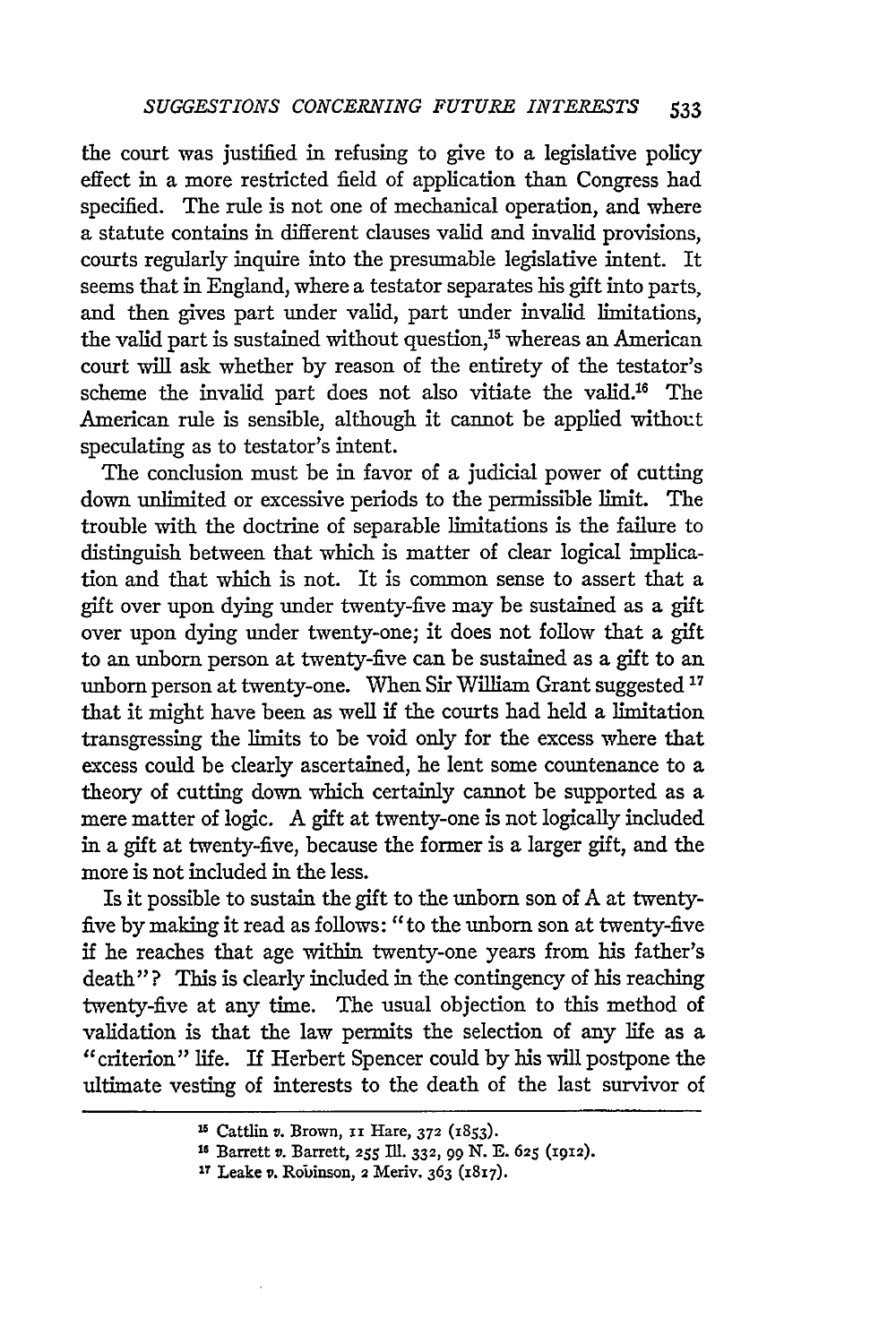the court was justified in refusing to give to a legislative policy effect in a more restricted field of application than Congress had specified. The rule is not one of mechanical operation, and where a statute contains in different clauses valid and invalid provisions, courts regularly inquire into the presumable legislative intent. It seems that in England, where a testator separates his gift into parts, and then gives part under valid, part under invalid limitations, the valid part is sustained without question,[15] whereas an American court will ask whether by reason of the entirety of the testator's scheme the invalid part does not also vitiate the valid.[16] The American rule is sensible, although it cannot be applied without speculating as to testator's intent.

The conclusion must be in favor of a judicial power of cutting down unlimited or excessive periods to the permissible limit. The trouble with the doctrine of separable limitations is the failure to distinguish between that which is matter of clear logical implication and that which is not. It is common sense to assert that a gift over upon dying under twenty-five may be sustained as a gift over upon dying under twenty-one; it does not follow that a gift to an unborn person at twenty-five can be sustained as a gift to an unborn person at twenty-one. When Sir William Grant suggested [17] that it might have been as well if the courts had held a limitation transgressing the limits to be void only for the excess where that excess could be clearly ascertained, he lent some countenance to a theory of cutting down which certainly cannot be supported as a mere matter of logic. A gift at twenty-one is not logically included in a gift at twenty-five, because the former is a larger gift, and the more is not included in the less.

Is it possible to sustain the gift to the unborn son of A at twenty-five by making it read as follows: "to the unborn son at twenty-five if he reaches that age within twenty-one years from his father's death"? This is clearly included in the contingency of his reaching twenty-five at any time. The usual objection to this method of validation is that the law permits the selection of any life as a "criterion" life. If Herbert Spencer could by his will postpone the ultimate vesting of interests to the death of the last survivor of

---

[15] Cattlin *v.* Brown, 11 Hare, 372 (1853).

[16] Barrett *v.* Barrett, 255 Ill. 332, 99 N. E. 625 (1912).

[17] Leake *v.* Robinson, 2 Meriv. 363 (1817).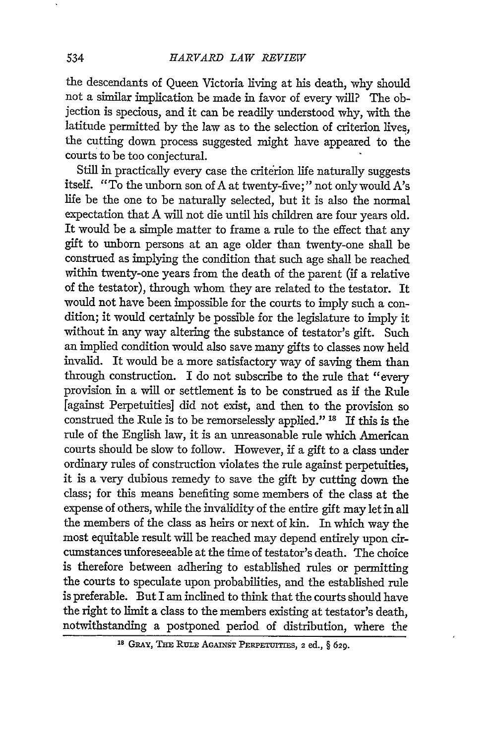the descendants of Queen Victoria living at his death, why should not a similar implication be made in favor of every will? The objection is specious, and it can be readily understood why, with the latitude permitted by the law as to the selection of criterion lives, the cutting down process suggested might have appeared to the courts to be too conjectural.

Still in practically every case the criterion life naturally suggests itself. "To the unborn son of A at twenty-five;" not only would A's life be the one to be naturally selected, but it is also the normal expectation that A will not die until his children are four years old. It would be a simple matter to frame a rule to the effect that any gift to unborn persons at an age older than twenty-one shall be construed as implying the condition that such age shall be reached within twenty-one years from the death of the parent (if a relative of the testator), through whom they are related to the testator. It would not have been impossible for the courts to imply such a condition; it would certainly be possible for the legislature to imply it without in any way altering the substance of testator's gift. Such an implied condition would also save many gifts to classes now held invalid. It would be a more satisfactory way of saving them than through construction. I do not subscribe to the rule that "every provision in a will or settlement is to be construed as if the Rule [against Perpetuities] did not exist, and then to the provision so construed the Rule is to be remorselessly applied." [18] If this is the rule of the English law, it is an unreasonable rule which American courts should be slow to follow. However, if a gift to a class under ordinary rules of construction violates the rule against perpetuities, it is a very dubious remedy to save the gift by cutting down the class; for this means benefiting some members of the class at the expense of others, while the invalidity of the entire gift may let in all the members of the class as heirs or next of kin. In which way the most equitable result will be reached may depend entirely upon circumstances unforeseeable at the time of testator's death. The choice is therefore between adhering to established rules or permitting the courts to speculate upon probabilities, and the established rule is preferable. But I am inclined to think that the courts should have the right to limit a class to the members existing at testator's death, notwithstanding a postponed period of distribution, where the

[18] GRAY, THE RULE AGAINST PERPETUITIES, 2 ed., § 629.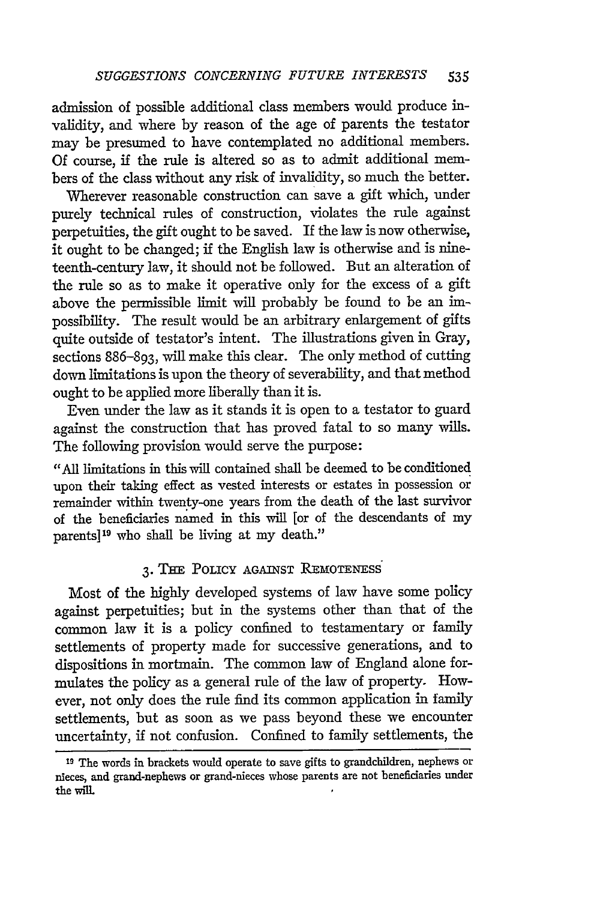admission of possible additional class members would produce invalidity, and where by reason of the age of parents the testator may be presumed to have contemplated no additional members. Of course, if the rule is altered so as to admit additional members of the class without any risk of invalidity, so much the better.

Wherever reasonable construction can save a gift which, under purely technical rules of construction, violates the rule against perpetuities, the gift ought to be saved. If the law is now otherwise, it ought to be changed; if the English law is otherwise and is nineteenth-century law, it should not be followed. But an alteration of the rule so as to make it operative only for the excess of a gift above the permissible limit will probably be found to be an impossibility. The result would be an arbitrary enlargement of gifts quite outside of testator's intent. The illustrations given in Gray, sections 886–893, will make this clear. The only method of cutting down limitations is upon the theory of severability, and that method ought to be applied more liberally than it is.

Even under the law as it stands it is open to a testator to guard against the construction that has proved fatal to so many wills. The following provision would serve the purpose:

> "All limitations in this will contained shall be deemed to be conditioned upon their taking effect as vested interests or estates in possession or remainder within twenty-one years from the death of the last survivor of the beneficiaries named in this will [or of the descendants of my parents][19] who shall be living at my death."

### 3. The Policy against Remoteness

Most of the highly developed systems of law have some policy against perpetuities; but in the systems other than that of the common law it is a policy confined to testamentary or family settlements of property made for successive generations, and to dispositions in mortmain. The common law of England alone formulates the policy as a general rule of the law of property. However, not only does the rule find its common application in family settlements, but as soon as we pass beyond these we encounter uncertainty, if not confusion. Confined to family settlements, the

---

[19] The words in brackets would operate to save gifts to grandchildren, nephews or nieces, and grand-nephews or grand-nieces whose parents are not beneficiaries under the will.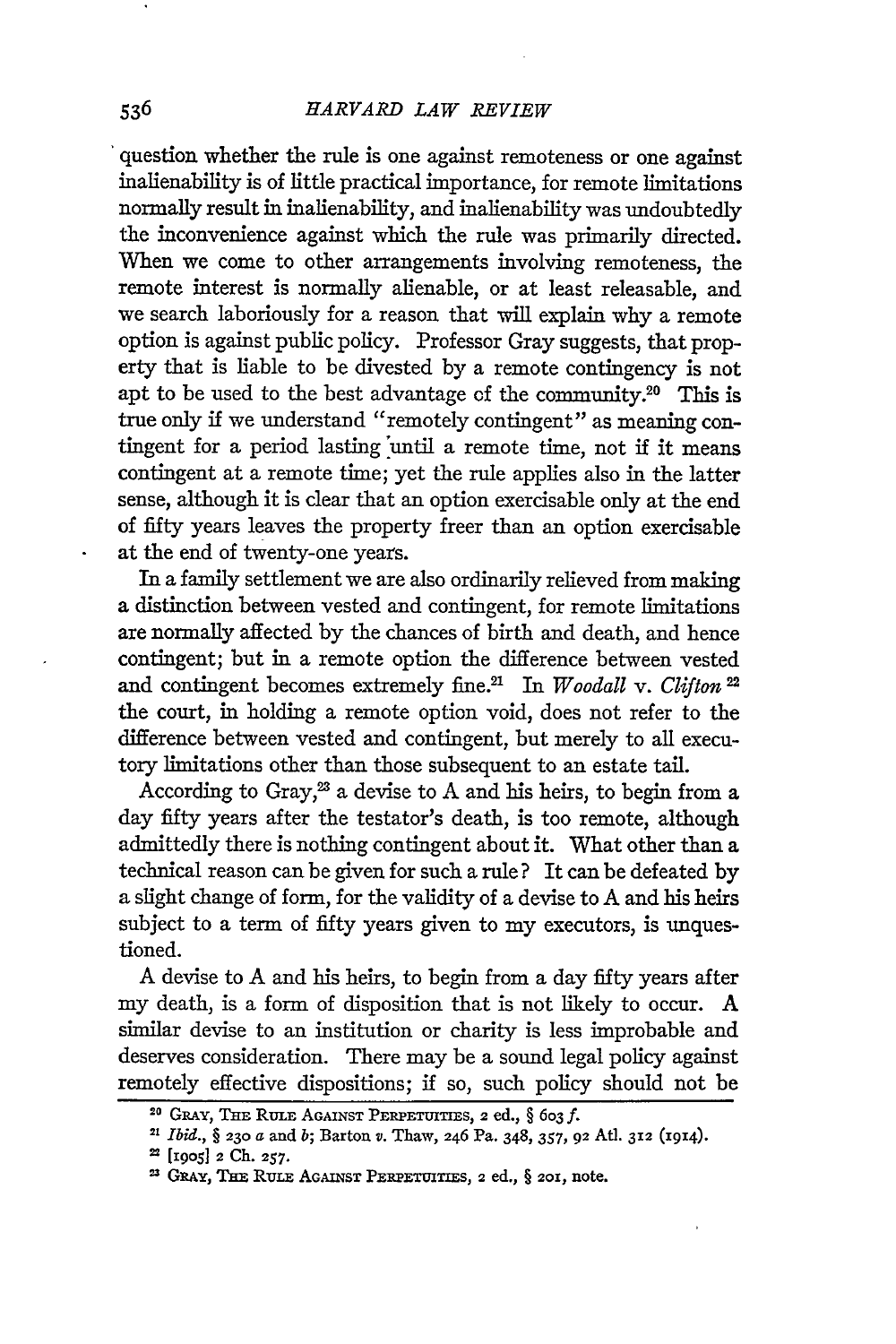question whether the rule is one against remoteness or one against inalienability is of little practical importance, for remote limitations normally result in inalienability, and inalienability was undoubtedly the inconvenience against which the rule was primarily directed. When we come to other arrangements involving remoteness, the remote interest is normally alienable, or at least releasable, and we search laboriously for a reason that will explain why a remote option is against public policy. Professor Gray suggests, that property that is liable to be divested by a remote contingency is not apt to be used to the best advantage of the community.[20] This is true only if we understand "remotely contingent" as meaning contingent for a period lasting until a remote time, not if it means contingent at a remote time; yet the rule applies also in the latter sense, although it is clear that an option exercisable only at the end of fifty years leaves the property freer than an option exercisable at the end of twenty-one years.

In a family settlement we are also ordinarily relieved from making a distinction between vested and contingent, for remote limitations are normally affected by the chances of birth and death, and hence contingent; but in a remote option the difference between vested and contingent becomes extremely fine.[21] In *Woodall* v. *Clifton*[22] the court, in holding a remote option void, does not refer to the difference between vested and contingent, but merely to all executory limitations other than those subsequent to an estate tail.

According to Gray,[23] a devise to A and his heirs, to begin from a day fifty years after the testator's death, is too remote, although admittedly there is nothing contingent about it. What other than a technical reason can be given for such a rule? It can be defeated by a slight change of form, for the validity of a devise to A and his heirs subject to a term of fifty years given to my executors, is unquestioned.

A devise to A and his heirs, to begin from a day fifty years after my death, is a form of disposition that is not likely to occur. A similar devise to an institution or charity is less improbable and deserves consideration. There may be a sound legal policy against remotely effective dispositions; if so, such policy should not be

---

[20] GRAY, THE RULE AGAINST PERPETUITIES, 2 ed., § 603 *f*.

[21] *Ibid.*, § 230 *a* and *b*; Barton *v.* Thaw, 246 Pa. 348, 357, 92 Atl. 312 (1914).

[22] [1905] 2 Ch. 257.

[23] GRAY, THE RULE AGAINST PERPETUITIES, 2 ed., § 201, note.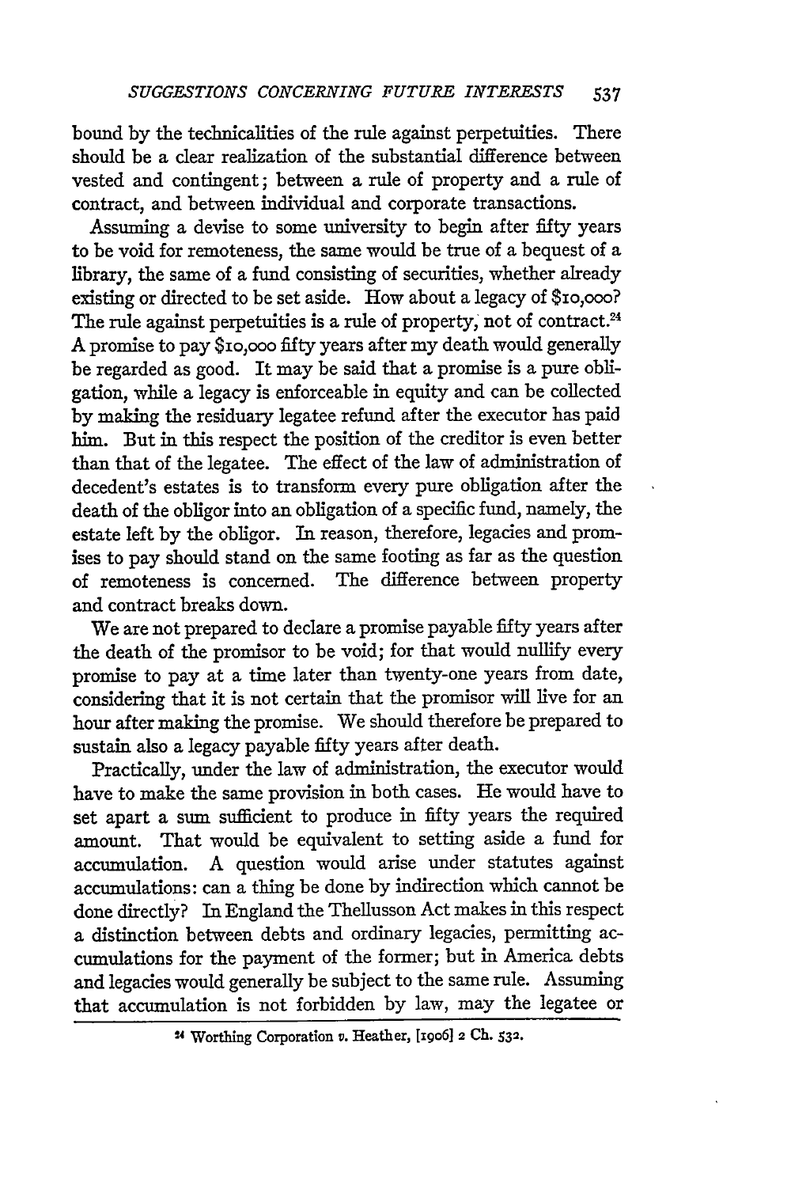bound by the technicalities of the rule against perpetuities. There should be a clear realization of the substantial difference between vested and contingent; between a rule of property and a rule of contract, and between individual and corporate transactions.

Assuming a devise to some university to begin after fifty years to be void for remoteness, the same would be true of a bequest of a library, the same of a fund consisting of securities, whether already existing or directed to be set aside. How about a legacy of $10,000? The rule against perpetuities is a rule of property, not of contract.[24] A promise to pay $10,000 fifty years after my death would generally be regarded as good. It may be said that a promise is a pure obligation, while a legacy is enforceable in equity and can be collected by making the residuary legatee refund after the executor has paid him. But in this respect the position of the creditor is even better than that of the legatee. The effect of the law of administration of decedent's estates is to transform every pure obligation after the death of the obligor into an obligation of a specific fund, namely, the estate left by the obligor. In reason, therefore, legacies and promises to pay should stand on the same footing as far as the question of remoteness is concerned. The difference between property and contract breaks down.

We are not prepared to declare a promise payable fifty years after the death of the promisor to be void; for that would nullify every promise to pay at a time later than twenty-one years from date, considering that it is not certain that the promisor will live for an hour after making the promise. We should therefore be prepared to sustain also a legacy payable fifty years after death.

Practically, under the law of administration, the executor would have to make the same provision in both cases. He would have to set apart a sum sufficient to produce in fifty years the required amount. That would be equivalent to setting aside a fund for accumulation. A question would arise under statutes against accumulations: can a thing be done by indirection which cannot be done directly? In England the Thellusson Act makes in this respect a distinction between debts and ordinary legacies, permitting accumulations for the payment of the former; but in America debts and legacies would generally be subject to the same rule. Assuming that accumulation is not forbidden by law, may the legatee or

[24] Worthing Corporation v. Heather, [1906] 2 Ch. 532.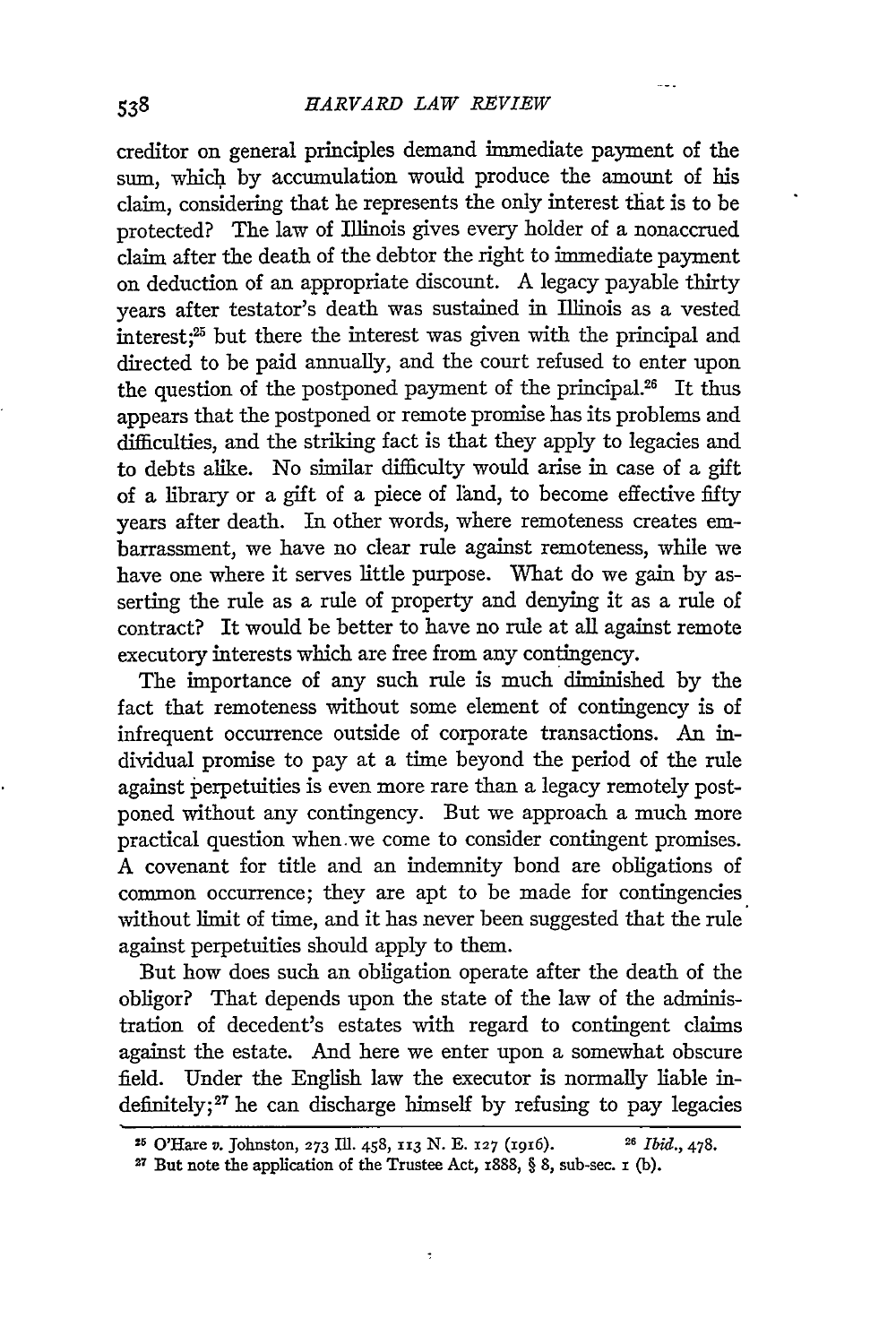creditor on general principles demand immediate payment of the sum, which by accumulation would produce the amount of his claim, considering that he represents the only interest that is to be protected? The law of Illinois gives every holder of a nonaccrued claim after the death of the debtor the right to immediate payment on deduction of an appropriate discount. A legacy payable thirty years after testator's death was sustained in Illinois as a vested interest;[25] but there the interest was given with the principal and directed to be paid annually, and the court refused to enter upon the question of the postponed payment of the principal.[26] It thus appears that the postponed or remote promise has its problems and difficulties, and the striking fact is that they apply to legacies and to debts alike. No similar difficulty would arise in case of a gift of a library or a gift of a piece of land, to become effective fifty years after death. In other words, where remoteness creates embarrassment, we have no clear rule against remoteness, while we have one where it serves little purpose. What do we gain by asserting the rule as a rule of property and denying it as a rule of contract? It would be better to have no rule at all against remote executory interests which are free from any contingency.

The importance of any such rule is much diminished by the fact that remoteness without some element of contingency is of infrequent occurrence outside of corporate transactions. An individual promise to pay at a time beyond the period of the rule against perpetuities is even more rare than a legacy remotely postponed without any contingency. But we approach a much more practical question when we come to consider contingent promises. A covenant for title and an indemnity bond are obligations of common occurrence; they are apt to be made for contingencies without limit of time, and it has never been suggested that the rule against perpetuities should apply to them.

But how does such an obligation operate after the death of the obligor? That depends upon the state of the law of the administration of decedent's estates with regard to contingent claims against the estate. And here we enter upon a somewhat obscure field. Under the English law the executor is normally liable indefinitely;[27] he can discharge himself by refusing to pay legacies

[25] O'Hare *v.* Johnston, 273 Ill. 458, 113 N. E. 127 (1916). [26] *Ibid.*, 478.

[27] But note the application of the Trustee Act, 1888, § 8, sub-sec. 1 (b).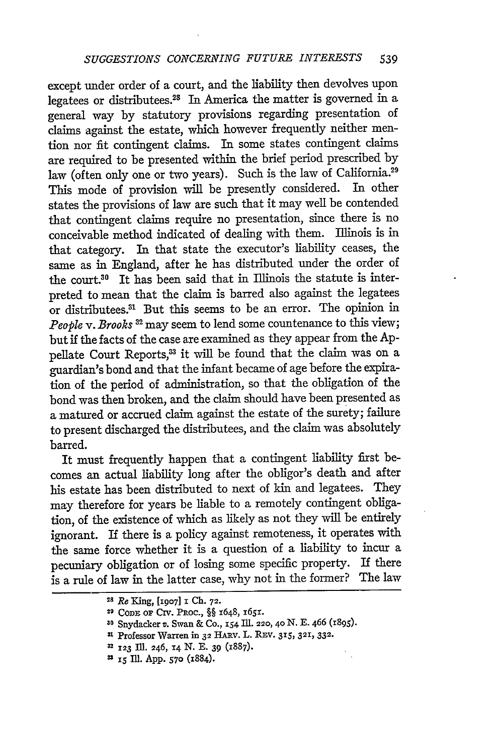except under order of a court, and the liability then devolves upon legatees or distributees.[28] In America the matter is governed in a general way by statutory provisions regarding presentation of claims against the estate, which however frequently neither mention nor fit contingent claims. In some states contingent claims are required to be presented within the brief period prescribed by law (often only one or two years). Such is the law of California.[29] This mode of provision will be presently considered. In other states the provisions of law are such that it may well be contended that contingent claims require no presentation, since there is no conceivable method indicated of dealing with them. Illinois is in that category. In that state the executor's liability ceases, the same as in England, after he has distributed under the order of the court.[30] It has been said that in Illinois the statute is interpreted to mean that the claim is barred also against the legatees or distributees.[31] But this seems to be an error. The opinion in *People* v. *Brooks* [32] may seem to lend some countenance to this view; but if the facts of the case are examined as they appear from the Appellate Court Reports,[33] it will be found that the claim was on a guardian's bond and that the infant became of age before the expiration of the period of administration, so that the obligation of the bond was then broken, and the claim should have been presented as a matured or accrued claim against the estate of the surety; failure to present discharged the distributees, and the claim was absolutely barred.

It must frequently happen that a contingent liability first becomes an actual liability long after the obligor's death and after his estate has been distributed to next of kin and legatees. They may therefore for years be liable to a remotely contingent obligation, of the existence of which as likely as not they will be entirely ignorant. If there is a policy against remoteness, it operates with the same force whether it is a question of a liability to incur a pecuniary obligation or of losing some specific property. If there is a rule of law in the latter case, why not in the former? The law

---

[28] *Re* King, [1907] 1 Ch. 72.

[29] Code of Civ. Proc., §§ 1648, 1651.

[30] Snydacker *v.* Swan & Co., 154 Ill. 220, 40 N. E. 466 (1895).

[31] Professor Warren in 32 Harv. L. Rev. 315, 321, 332.

[32] 123 Ill. 246, 14 N. E. 39 (1887).

[33] 15 Ill. App. 570 (1884).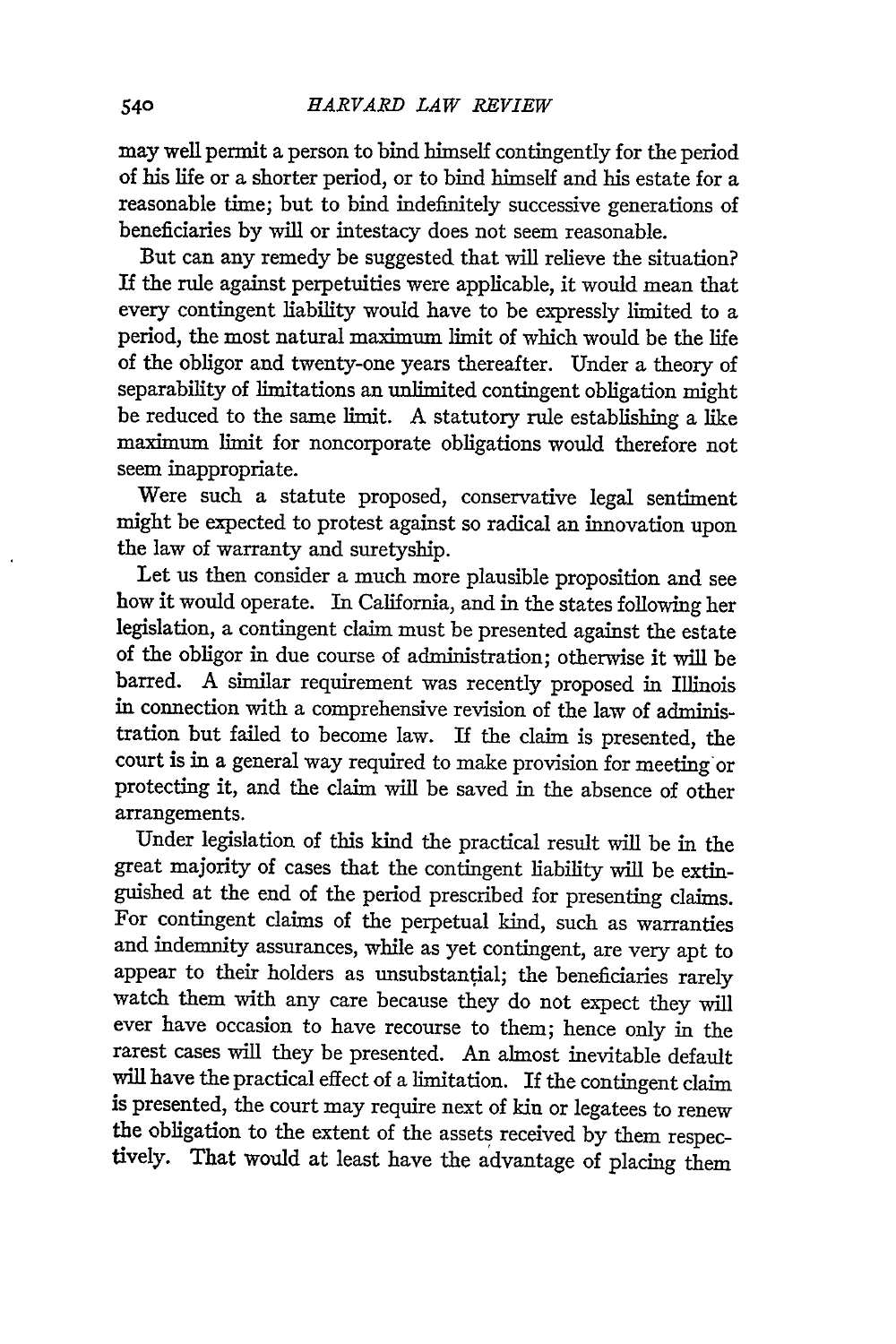may well permit a person to bind himself contingently for the period of his life or a shorter period, or to bind himself and his estate for a reasonable time; but to bind indefinitely successive generations of beneficiaries by will or intestacy does not seem reasonable.

But can any remedy be suggested that will relieve the situation? If the rule against perpetuities were applicable, it would mean that every contingent liability would have to be expressly limited to a period, the most natural maximum limit of which would be the life of the obligor and twenty-one years thereafter. Under a theory of separability of limitations an unlimited contingent obligation might be reduced to the same limit. A statutory rule establishing a like maximum limit for noncorporate obligations would therefore not seem inappropriate.

Were such a statute proposed, conservative legal sentiment might be expected to protest against so radical an innovation upon the law of warranty and suretyship.

Let us then consider a much more plausible proposition and see how it would operate. In California, and in the states following her legislation, a contingent claim must be presented against the estate of the obligor in due course of administration; otherwise it will be barred. A similar requirement was recently proposed in Illinois in connection with a comprehensive revision of the law of administration but failed to become law. If the claim is presented, the court is in a general way required to make provision for meeting or protecting it, and the claim will be saved in the absence of other arrangements.

Under legislation of this kind the practical result will be in the great majority of cases that the contingent liability will be extinguished at the end of the period prescribed for presenting claims. For contingent claims of the perpetual kind, such as warranties and indemnity assurances, while as yet contingent, are very apt to appear to their holders as unsubstantial; the beneficiaries rarely watch them with any care because they do not expect they will ever have occasion to have recourse to them; hence only in the rarest cases will they be presented. An almost inevitable default will have the practical effect of a limitation. If the contingent claim is presented, the court may require next of kin or legatees to renew the obligation to the extent of the assets received by them respectively. That would at least have the advantage of placing them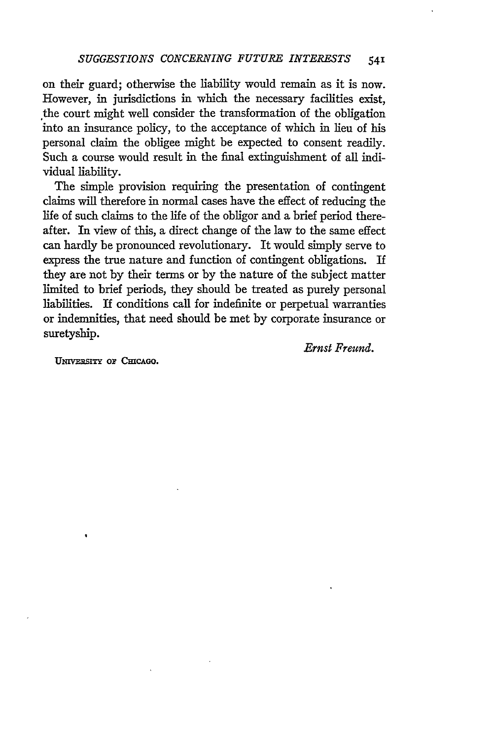on their guard; otherwise the liability would remain as it is now. However, in jurisdictions in which the necessary facilities exist, the court might well consider the transformation of the obligation into an insurance policy, to the acceptance of which in lieu of his personal claim the obligee might be expected to consent readily. Such a course would result in the final extinguishment of all individual liability.

The simple provision requiring the presentation of contingent claims will therefore in normal cases have the effect of reducing the life of such claims to the life of the obligor and a brief period thereafter. In view of this, a direct change of the law to the same effect can hardly be pronounced revolutionary. It would simply serve to express the true nature and function of contingent obligations. If they are not by their terms or by the nature of the subject matter limited to brief periods, they should be treated as purely personal liabilities. If conditions call for indefinite or perpetual warranties or indemnities, that need should be met by corporate insurance or suretyship.

*Ernst Freund.*

UNIVERSITY OF CHICAGO.